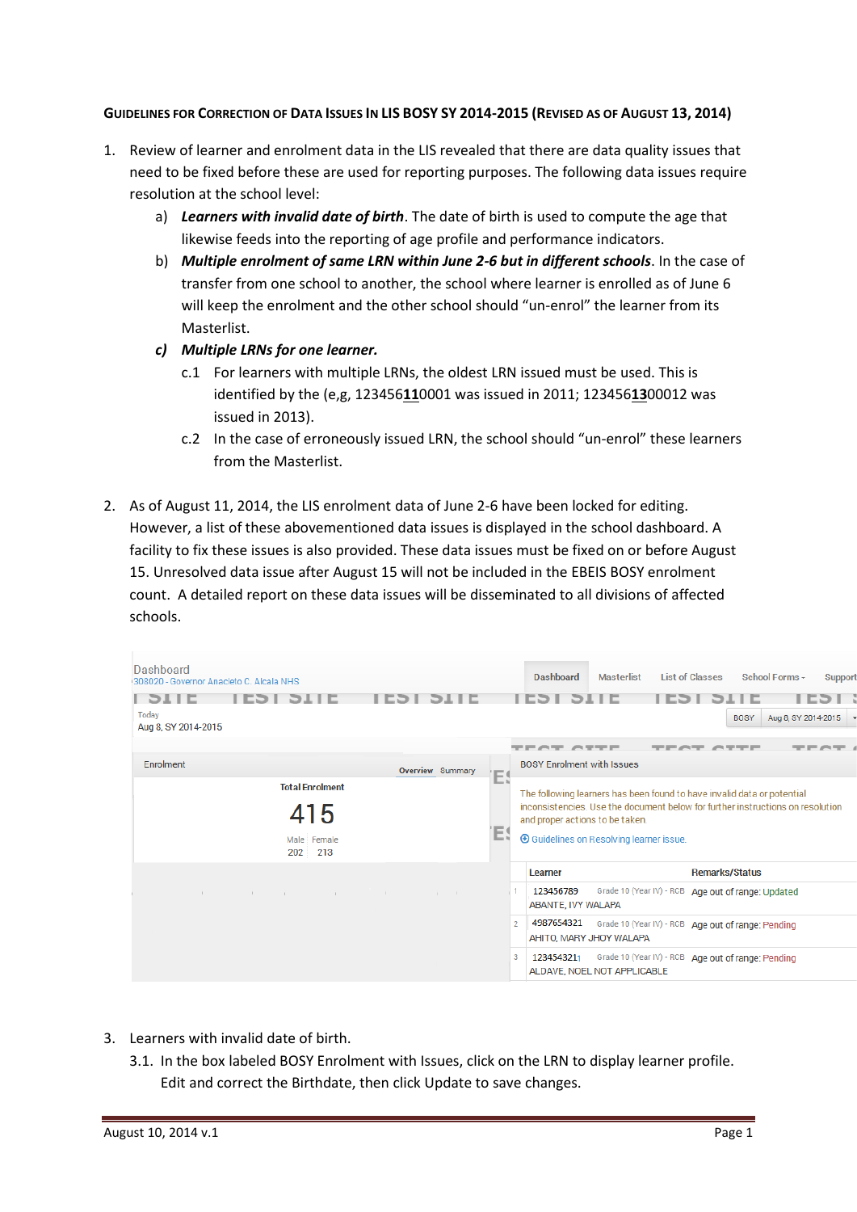**GUIDELINES FOR CORRECTION OF DATA ISSUES IN LIS BOSY SY 2014-2015 (REVISED AS OF AUGUST 13, 2014)**

1. Review of learner and enrolment data in the LIS revealed that there are data quality issues that need to be fixed before these are used for reporting purposes. The following data issues require resolution at the school level:
   a) ***Learners with invalid date of birth***. The date of birth is used to compute the age that likewise feeds into the reporting of age profile and performance indicators.
   b) ***Multiple enrolment of same LRN within June 2-6 but in different schools***. In the case of transfer from one school to another, the school where learner is enrolled as of June 6 will keep the enrolment and the other school should "un-enrol" the learner from its Masterlist.
   ***c) Multiple LRNs for one learner.***
      c.1 For learners with multiple LRNs, the oldest LRN issued must be used. This is identified by the (e,g, 123456**11**0001 was issued in 2011; 123456**13**00012 was issued in 2013).
      c.2 In the case of erroneously issued LRN, the school should "un-enrol" these learners from the Masterlist.

2. As of August 11, 2014, the LIS enrolment data of June 2-6 have been locked for editing. However, a list of these abovementioned data issues is displayed in the school dashboard. A facility to fix these issues is also provided. These data issues must be fixed on or before August 15. Unresolved data issue after August 15 will not be included in the EBEIS BOSY enrolment count. A detailed report on these data issues will be disseminated to all divisions of affected schools.

3. Learners with invalid date of birth.
   3.1. In the box labeled BOSY Enrolment with Issues, click on the LRN to display learner profile. Edit and correct the Birthdate, then click Update to save changes.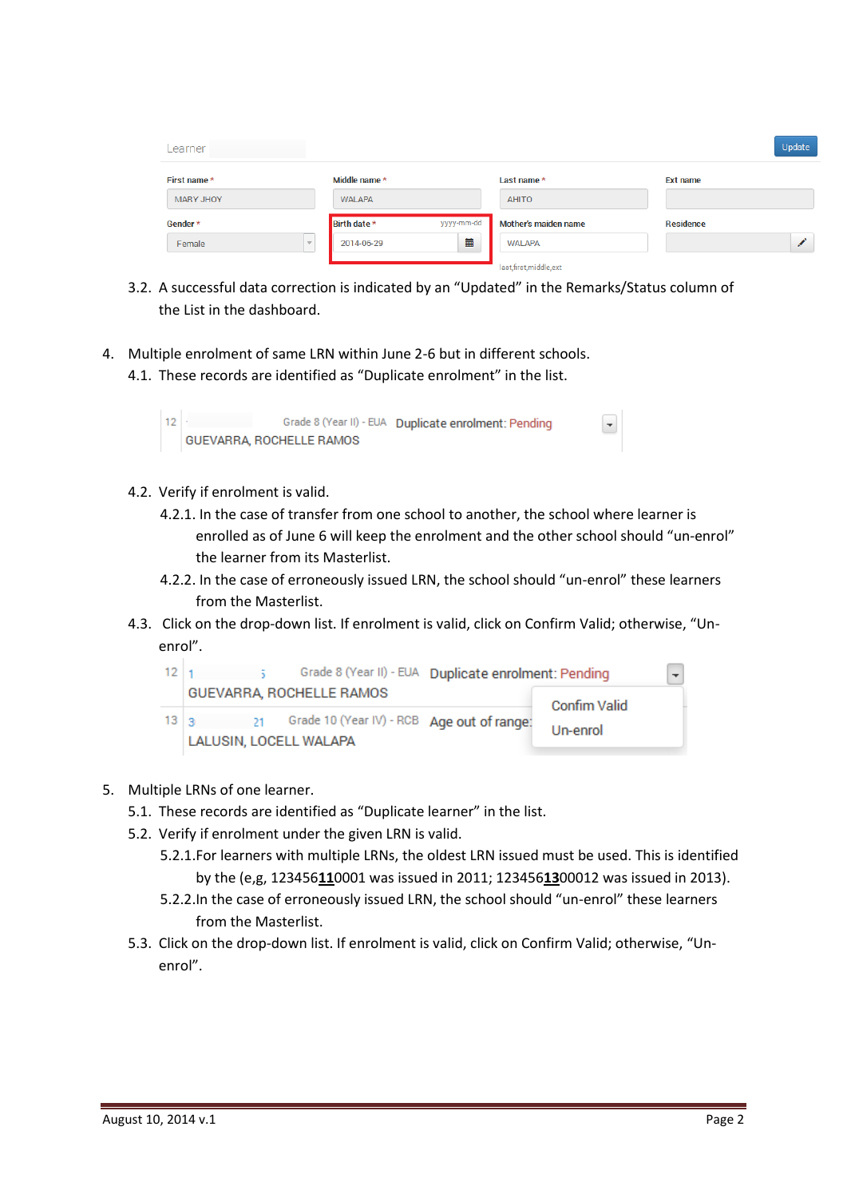Learner

Update

| First name * | Middle name * | Last name * | Ext name |
|---|---|---|---|
| MARY JHOY | WALAPA | AHITO | |
| Gender * | Birth date * yyyy-mm-dd | Mother's maiden name | Residence |
| Female | 2014-06-29 | WALAPA | |

last,first,middle,ext

3.2. A successful data correction is indicated by an “Updated” in the Remarks/Status column of the List in the dashboard.

4. Multiple enrolment of same LRN within June 2-6 but in different schools.
   4.1. These records are identified as “Duplicate enrolment” in the list.

12 Grade 8 (Year II) - EUA Duplicate enrolment: Pending
GUEVARRA, ROCHELLE RAMOS

   4.2. Verify if enrolment is valid.
      4.2.1. In the case of transfer from one school to another, the school where learner is enrolled as of June 6 will keep the enrolment and the other school should “un-enrol” the learner from its Masterlist.
      4.2.2. In the case of erroneously issued LRN, the school should “un-enrol” these learners from the Masterlist.
   4.3. Click on the drop-down list. If enrolment is valid, click on Confirm Valid; otherwise, “Un-enrol”.

12 1 5 Grade 8 (Year II) - EUA Duplicate enrolment: Pending
GUEVARRA, ROCHELLE RAMOS

13 3 21 Grade 10 (Year IV) - RCB Age out of range:
LALUSIN, LOCELL WALAPA

Confirm Valid
Un-enrol

5. Multiple LRNs of one learner.
   5.1. These records are identified as “Duplicate learner” in the list.
   5.2. Verify if enrolment under the given LRN is valid.
      5.2.1. For learners with multiple LRNs, the oldest LRN issued must be used. This is identified by the (e,g, 123456**11**0001 was issued in 2011; 123456**13**00012 was issued in 2013).
      5.2.2. In the case of erroneously issued LRN, the school should “un-enrol” these learners from the Masterlist.
   5.3. Click on the drop-down list. If enrolment is valid, click on Confirm Valid; otherwise, “Un-enrol”.